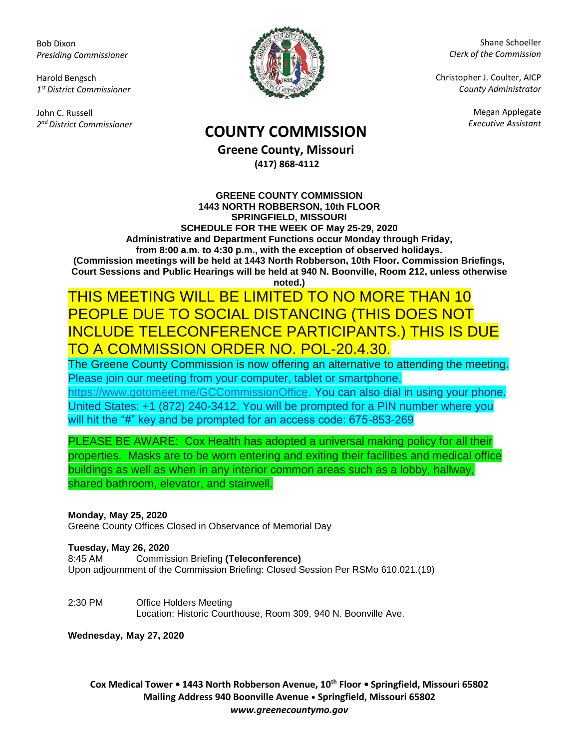Bob Dixon
*Presiding Commissioner*

Harold Bengsch
*1st District Commissioner*

John C. Russell
*2nd District Commissioner*

Shane Schoeller
*Clerk of the Commission*

Christopher J. Coulter, AICP
*County Administrator*

Megan Applegate
*Executive Assistant*

# COUNTY COMMISSION

**Greene County, Missouri**
**(417) 868-4112**

**GREENE COUNTY COMMISSION**
**1443 NORTH ROBBERSON, 10th FLOOR**
**SPRINGFIELD, MISSOURI**
**SCHEDULE FOR THE WEEK OF May 25-29, 2020**
**Administrative and Department Functions occur Monday through Friday, from 8:00 a.m. to 4:30 p.m., with the exception of observed holidays.**
**(Commission meetings will be held at 1443 North Robberson, 10th Floor. Commission Briefings, Court Sessions and Public Hearings will be held at 940 N. Boonville, Room 212, unless otherwise noted.)**

THIS MEETING WILL BE LIMITED TO NO MORE THAN 10 PEOPLE DUE TO SOCIAL DISTANCING (THIS DOES NOT INCLUDE TELECONFERENCE PARTICIPANTS.) THIS IS DUE TO A COMMISSION ORDER NO. POL-20.4.30.

The Greene County Commission is now offering an alternative to attending the meeting. Please join our meeting from your computer, tablet or smartphone. https://www.gotomeet.me/GCCommissionOffice. You can also dial in using your phone. United States: +1 (872) 240-3412. You will be prompted for a PIN number where you will hit the "#" key and be prompted for an access code: 675-853-269

PLEASE BE AWARE: Cox Health has adopted a universal making policy for all their properties. Masks are to be worn entering and exiting their facilities and medical office buildings as well as when in any interior common areas such as a lobby, hallway, shared bathroom, elevator, and stairwell.

**Monday, May 25, 2020**
Greene County Offices Closed in Observance of Memorial Day

**Tuesday, May 26, 2020**
8:45 AM Commission Briefing **(Teleconference)**
Upon adjournment of the Commission Briefing: Closed Session Per RSMo 610.021.(19)

2:30 PM Office Holders Meeting
Location: Historic Courthouse, Room 309, 940 N. Boonville Ave.

**Wednesday, May 27, 2020**

**Cox Medical Tower • 1443 North Robberson Avenue, 10th Floor • Springfield, Missouri 65802**
**Mailing Address 940 Boonville Avenue • Springfield, Missouri 65802**
***www.greenecountymo.gov***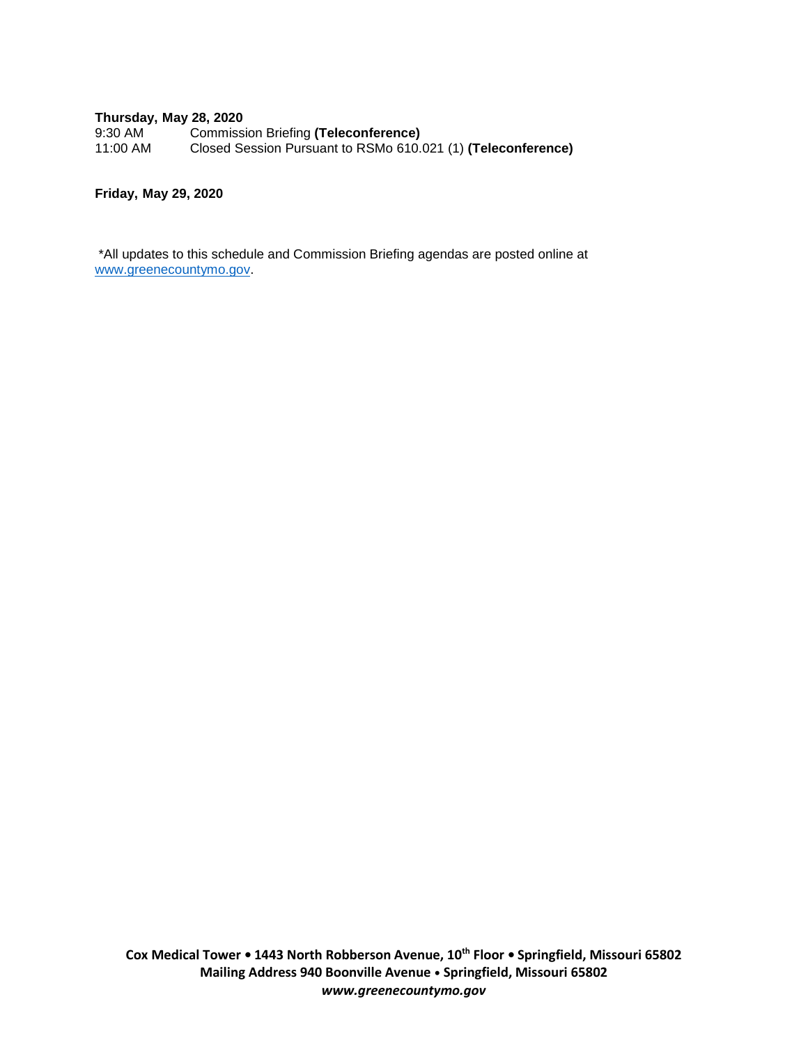**Thursday, May 28, 2020**

9:30 AM Commission Briefing **(Teleconference)**
11:00 AM Closed Session Pursuant to RSMo 610.021 (1) **(Teleconference)**

**Friday, May 29, 2020**

*All updates to this schedule and Commission Briefing agendas are posted online at www.greenecountymo.gov.

**Cox Medical Tower • 1443 North Robberson Avenue, 10th Floor • Springfield, Missouri 65802**
**Mailing Address 940 Boonville Avenue • Springfield, Missouri 65802**
***www.greenecountymo.gov***